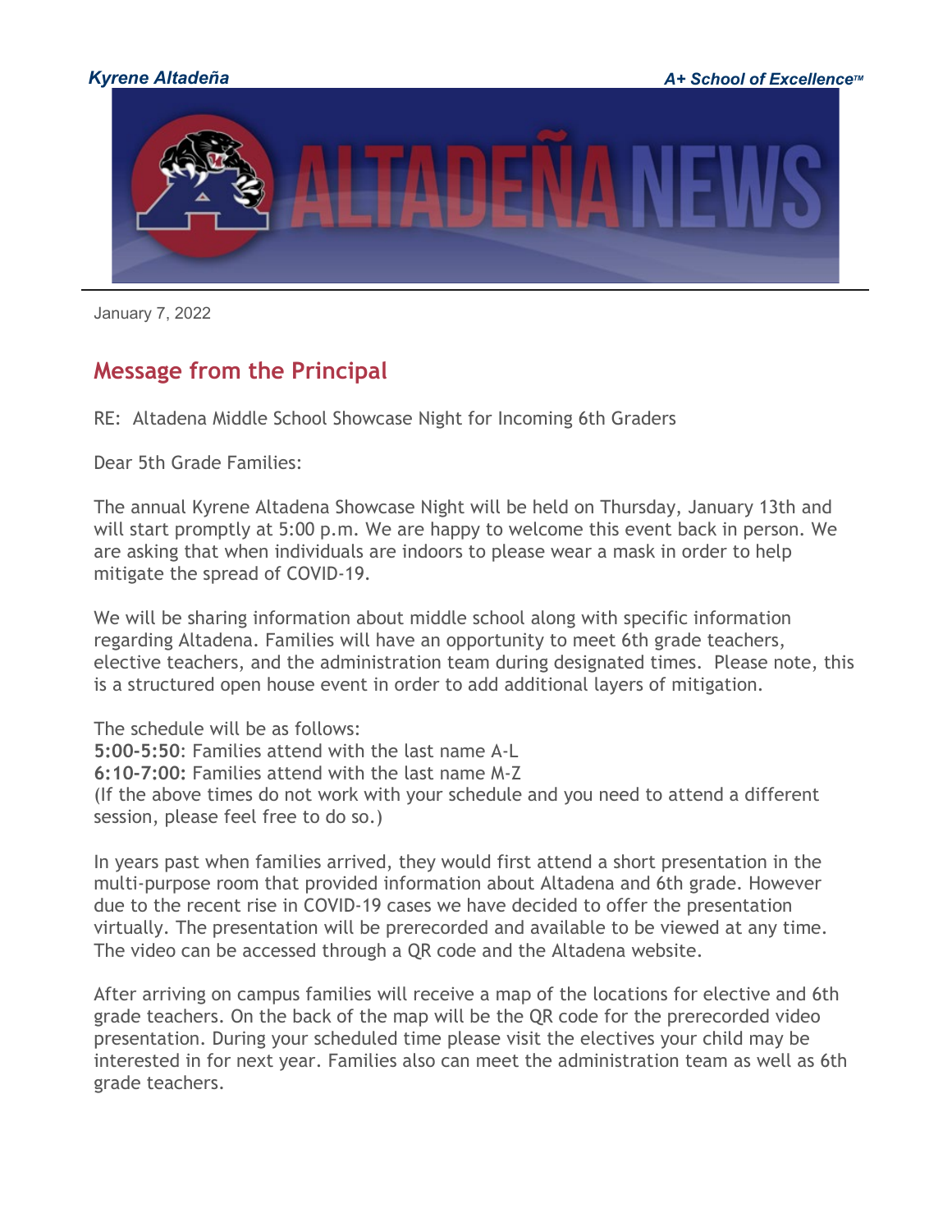*Kyrene Altadeña* *A+ School of Excellence™*

January 7, 2022

## Message from the Principal

RE: Altadena Middle School Showcase Night for Incoming 6th Graders

Dear 5th Grade Families:

The annual Kyrene Altadena Showcase Night will be held on Thursday, January 13th and will start promptly at 5:00 p.m. We are happy to welcome this event back in person. We are asking that when individuals are indoors to please wear a mask in order to help mitigate the spread of COVID-19.

We will be sharing information about middle school along with specific information regarding Altadena. Families will have an opportunity to meet 6th grade teachers, elective teachers, and the administration team during designated times. Please note, this is a structured open house event in order to add additional layers of mitigation.

The schedule will be as follows:
**5:00-5:50**: Families attend with the last name A-L
**6:10-7:00:** Families attend with the last name M-Z
(If the above times do not work with your schedule and you need to attend a different session, please feel free to do so.)

In years past when families arrived, they would first attend a short presentation in the multi-purpose room that provided information about Altadena and 6th grade. However due to the recent rise in COVID-19 cases we have decided to offer the presentation virtually. The presentation will be prerecorded and available to be viewed at any time. The video can be accessed through a QR code and the Altadena website.

After arriving on campus families will receive a map of the locations for elective and 6th grade teachers. On the back of the map will be the QR code for the prerecorded video presentation. During your scheduled time please visit the electives your child may be interested in for next year. Families also can meet the administration team as well as 6th grade teachers.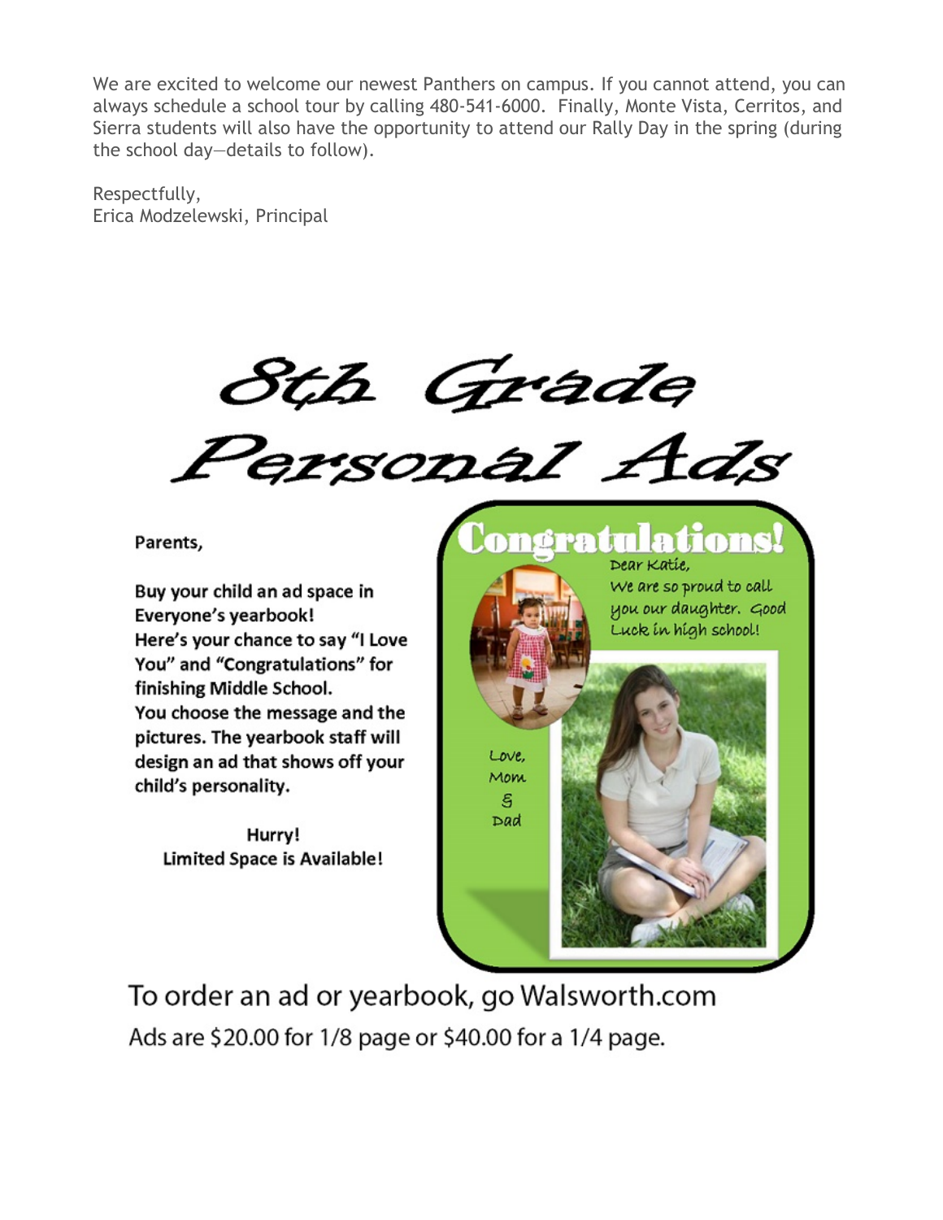We are excited to welcome our newest Panthers on campus. If you cannot attend, you can always schedule a school tour by calling 480-541-6000. Finally, Monte Vista, Cerritos, and Sierra students will also have the opportunity to attend our Rally Day in the spring (during the school day—details to follow).

Respectfully,
Erica Modzelewski, Principal

# 8th Grade Personal Ads

**Parents,**

**Buy your child an ad space in Everyone's yearbook!**
**Here's your chance to say "I Love You" and "Congratulations" for finishing Middle School.**
**You choose the message and the pictures. The yearbook staff will design an ad that shows off your child's personality.**

**Hurry!**
**Limited Space is Available!**

Congratulations!

Dear Katie,
We are so proud to call you our daughter. Good Luck in high school!

Love,
Mom
&
Dad

To order an ad or yearbook, go Walsworth.com

Ads are $20.00 for 1/8 page or $40.00 for a 1/4 page.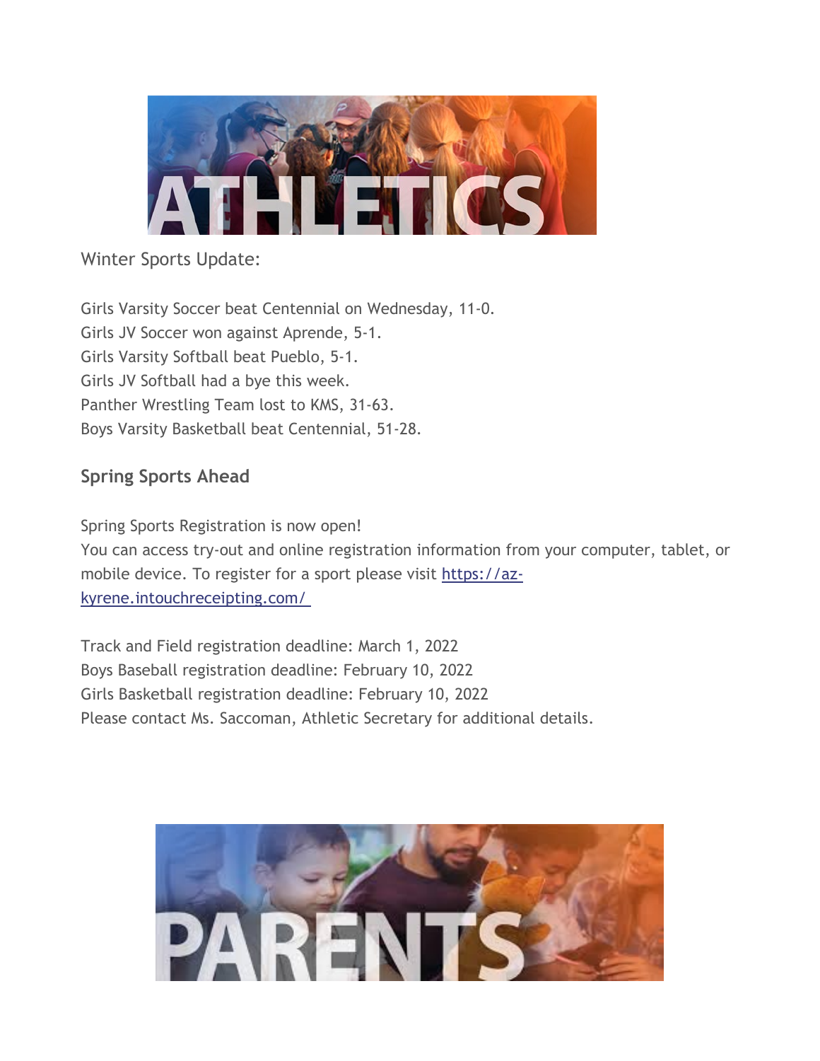ATHLETICS

Winter Sports Update:

Girls Varsity Soccer beat Centennial on Wednesday, 11-0.
Girls JV Soccer won against Aprende, 5-1.
Girls Varsity Softball beat Pueblo, 5-1.
Girls JV Softball had a bye this week.
Panther Wrestling Team lost to KMS, 31-63.
Boys Varsity Basketball beat Centennial, 51-28.

## Spring Sports Ahead

Spring Sports Registration is now open!
You can access try-out and online registration information from your computer, tablet, or mobile device. To register for a sport please visit [https://az-kyrene.intouchreceipting.com/](https://az-kyrene.intouchreceipting.com/)

Track and Field registration deadline: March 1, 2022
Boys Baseball registration deadline: February 10, 2022
Girls Basketball registration deadline: February 10, 2022
Please contact Ms. Saccoman, Athletic Secretary for additional details.

PARENTS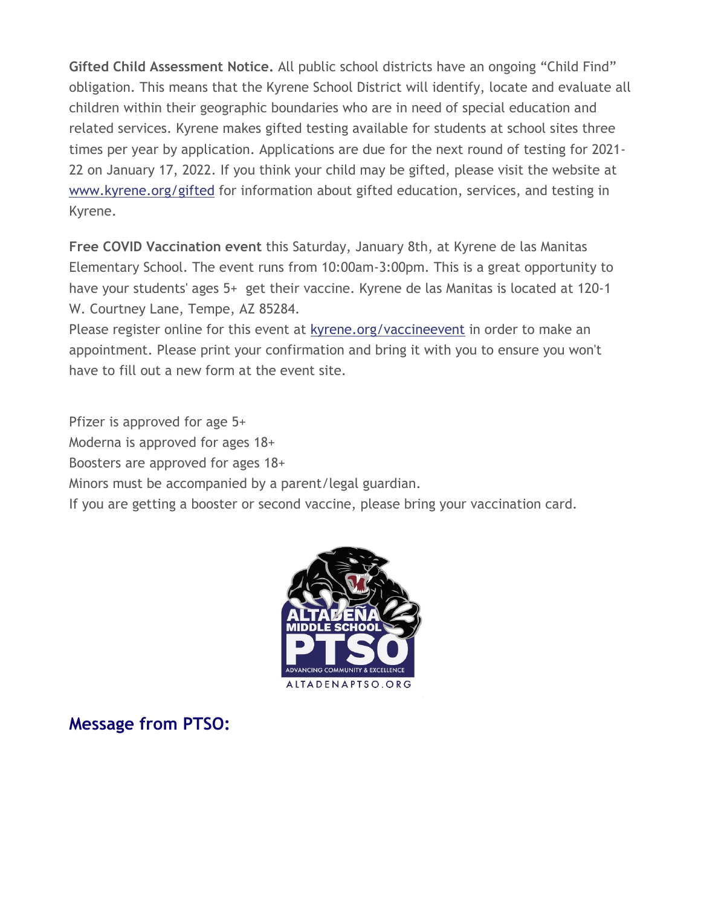**Gifted Child Assessment Notice.** All public school districts have an ongoing "Child Find" obligation. This means that the Kyrene School District will identify, locate and evaluate all children within their geographic boundaries who are in need of special education and related services. Kyrene makes gifted testing available for students at school sites three times per year by application. Applications are due for the next round of testing for 2021-22 on January 17, 2022. If you think your child may be gifted, please visit the website at [www.kyrene.org/gifted](www.kyrene.org/gifted) for information about gifted education, services, and testing in Kyrene.

**Free COVID Vaccination event** this Saturday, January 8th, at Kyrene de las Manitas Elementary School. The event runs from 10:00am-3:00pm. This is a great opportunity to have your students' ages 5+ get their vaccine. Kyrene de las Manitas is located at 120-1 W. Courtney Lane, Tempe, AZ 85284.

Please register online for this event at [kyrene.org/vaccineevent](kyrene.org/vaccineevent) in order to make an appointment. Please print your confirmation and bring it with you to ensure you won't have to fill out a new form at the event site.

Pfizer is approved for age 5+
Moderna is approved for ages 18+
Boosters are approved for ages 18+
Minors must be accompanied by a parent/legal guardian.
If you are getting a booster or second vaccine, please bring your vaccination card.

ALTADEÑA MIDDLE SCHOOL PTSO
ADVANCING COMMUNITY & EXCELLENCE
ALTADENAPTSO.ORG

## Message from PTSO: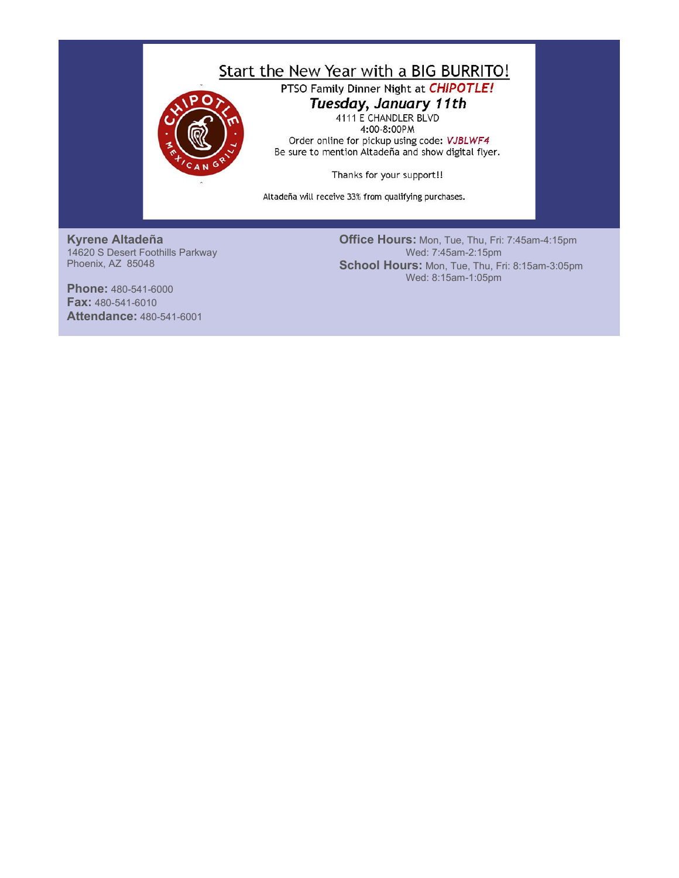## Start the New Year with a BIG BURRITO!

PTSO Family Dinner Night at ***CHIPOTLE!***

***Tuesday, January 11th***

4111 E CHANDLER BLVD

4:00-8:00PM

Order online for pickup using code: *VJBLWF4*

Be sure to mention Altadeña and show digital flyer.

Thanks for your support!!

Altadeña will receive 33% from qualifying purchases.

**Kyrene Altadeña**
14620 S Desert Foothills Parkway
Phoenix, AZ 85048

**Phone:** 480-541-6000
**Fax:** 480-541-6010
**Attendance:** 480-541-6001

**Office Hours:** Mon, Tue, Thu, Fri: 7:45am-4:15pm
Wed: 7:45am-2:15pm
**School Hours:** Mon, Tue, Thu, Fri: 8:15am-3:05pm
Wed: 8:15am-1:05pm